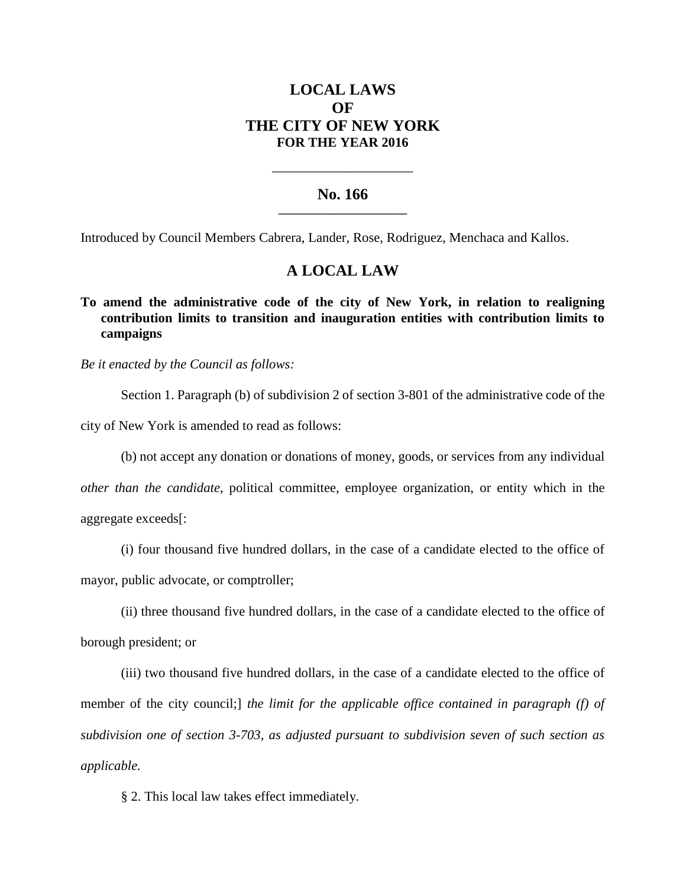# LOCAL LAWS
# OF
# THE CITY OF NEW YORK
## FOR THE YEAR 2016

---

## No. 166

---

Introduced by Council Members Cabrera, Lander, Rose, Rodriguez, Menchaca and Kallos.

## A LOCAL LAW

**To amend the administrative code of the city of New York, in relation to realigning contribution limits to transition and inauguration entities with contribution limits to campaigns**

*Be it enacted by the Council as follows:*

Section 1. Paragraph (b) of subdivision 2 of section 3-801 of the administrative code of the city of New York is amended to read as follows:

(b) not accept any donation or donations of money, goods, or services from any individual *other than the candidate*, political committee, employee organization, or entity which in the aggregate exceeds[:

(i) four thousand five hundred dollars, in the case of a candidate elected to the office of mayor, public advocate, or comptroller;

(ii) three thousand five hundred dollars, in the case of a candidate elected to the office of borough president; or

(iii) two thousand five hundred dollars, in the case of a candidate elected to the office of member of the city council;] *the limit for the applicable office contained in paragraph (f) of subdivision one of section 3-703, as adjusted pursuant to subdivision seven of such section as applicable.*

§ 2. This local law takes effect immediately.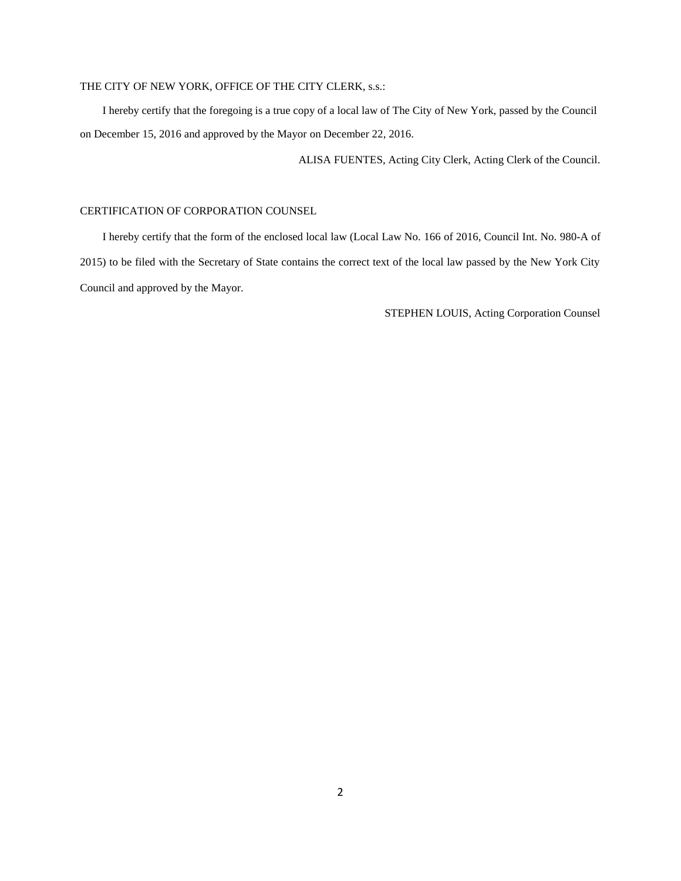THE CITY OF NEW YORK, OFFICE OF THE CITY CLERK, s.s.:

I hereby certify that the foregoing is a true copy of a local law of The City of New York, passed by the Council on December 15, 2016 and approved by the Mayor on December 22, 2016.

ALISA FUENTES, Acting City Clerk, Acting Clerk of the Council.

CERTIFICATION OF CORPORATION COUNSEL

I hereby certify that the form of the enclosed local law (Local Law No. 166 of 2016, Council Int. No. 980-A of 2015) to be filed with the Secretary of State contains the correct text of the local law passed by the New York City Council and approved by the Mayor.

STEPHEN LOUIS, Acting Corporation Counsel